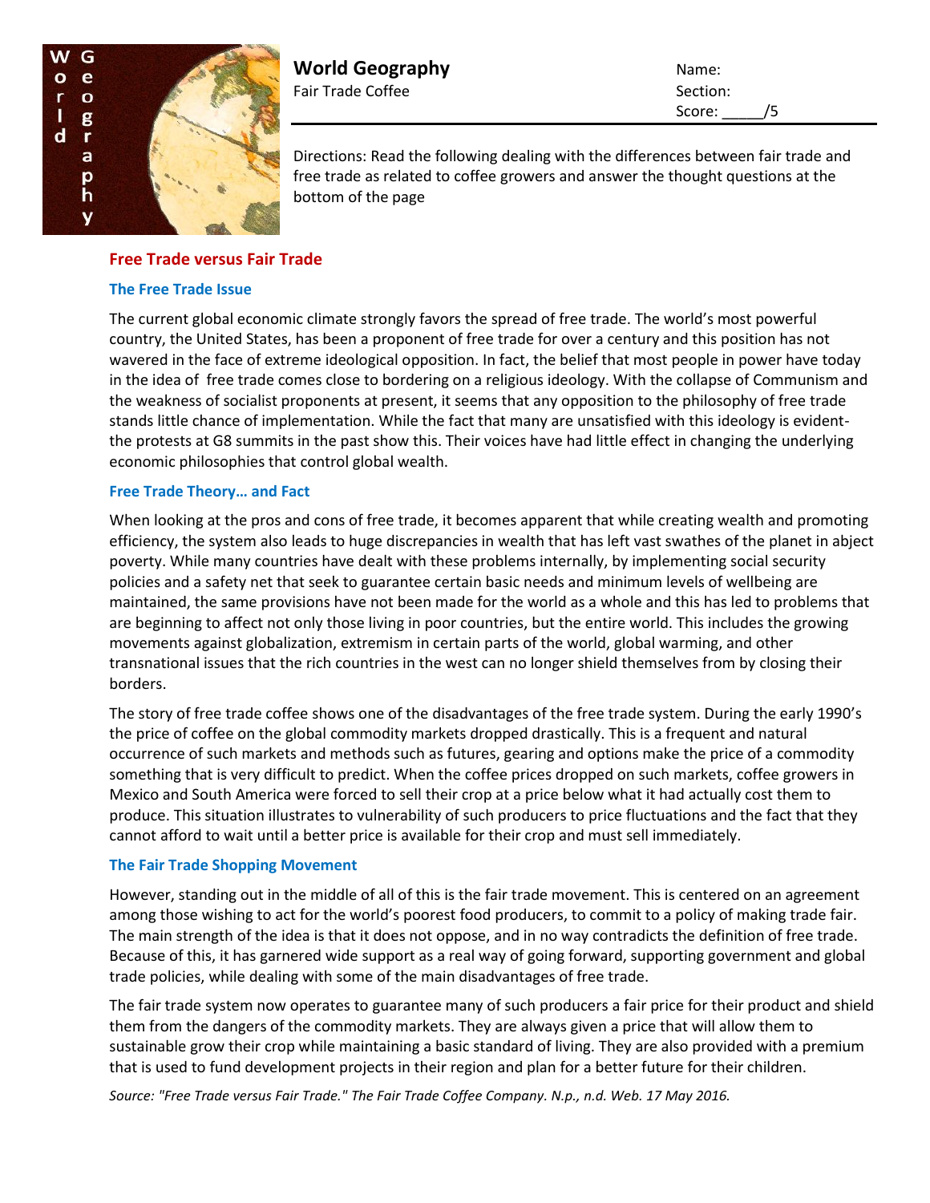# World Geography

Fair Trade Coffee

Name:

Section:

Score: _____/5

Directions: Read the following dealing with the differences between fair trade and free trade as related to coffee growers and answer the thought questions at the bottom of the page

## Free Trade versus Fair Trade

### The Free Trade Issue

The current global economic climate strongly favors the spread of free trade. The world's most powerful country, the United States, has been a proponent of free trade for over a century and this position has not wavered in the face of extreme ideological opposition. In fact, the belief that most people in power have today in the idea of free trade comes close to bordering on a religious ideology. With the collapse of Communism and the weakness of socialist proponents at present, it seems that any opposition to the philosophy of free trade stands little chance of implementation. While the fact that many are unsatisfied with this ideology is evident- the protests at G8 summits in the past show this. Their voices have had little effect in changing the underlying economic philosophies that control global wealth.

### Free Trade Theory… and Fact

When looking at the pros and cons of free trade, it becomes apparent that while creating wealth and promoting efficiency, the system also leads to huge discrepancies in wealth that has left vast swathes of the planet in abject poverty. While many countries have dealt with these problems internally, by implementing social security policies and a safety net that seek to guarantee certain basic needs and minimum levels of wellbeing are maintained, the same provisions have not been made for the world as a whole and this has led to problems that are beginning to affect not only those living in poor countries, but the entire world. This includes the growing movements against globalization, extremism in certain parts of the world, global warming, and other transnational issues that the rich countries in the west can no longer shield themselves from by closing their borders.

The story of free trade coffee shows one of the disadvantages of the free trade system. During the early 1990's the price of coffee on the global commodity markets dropped drastically. This is a frequent and natural occurrence of such markets and methods such as futures, gearing and options make the price of a commodity something that is very difficult to predict. When the coffee prices dropped on such markets, coffee growers in Mexico and South America were forced to sell their crop at a price below what it had actually cost them to produce. This situation illustrates to vulnerability of such producers to price fluctuations and the fact that they cannot afford to wait until a better price is available for their crop and must sell immediately.

### The Fair Trade Shopping Movement

However, standing out in the middle of all of this is the fair trade movement. This is centered on an agreement among those wishing to act for the world's poorest food producers, to commit to a policy of making trade fair. The main strength of the idea is that it does not oppose, and in no way contradicts the definition of free trade. Because of this, it has garnered wide support as a real way of going forward, supporting government and global trade policies, while dealing with some of the main disadvantages of free trade.

The fair trade system now operates to guarantee many of such producers a fair price for their product and shield them from the dangers of the commodity markets. They are always given a price that will allow them to sustainable grow their crop while maintaining a basic standard of living. They are also provided with a premium that is used to fund development projects in their region and plan for a better future for their children.

*Source: "Free Trade versus Fair Trade." The Fair Trade Coffee Company. N.p., n.d. Web. 17 May 2016.*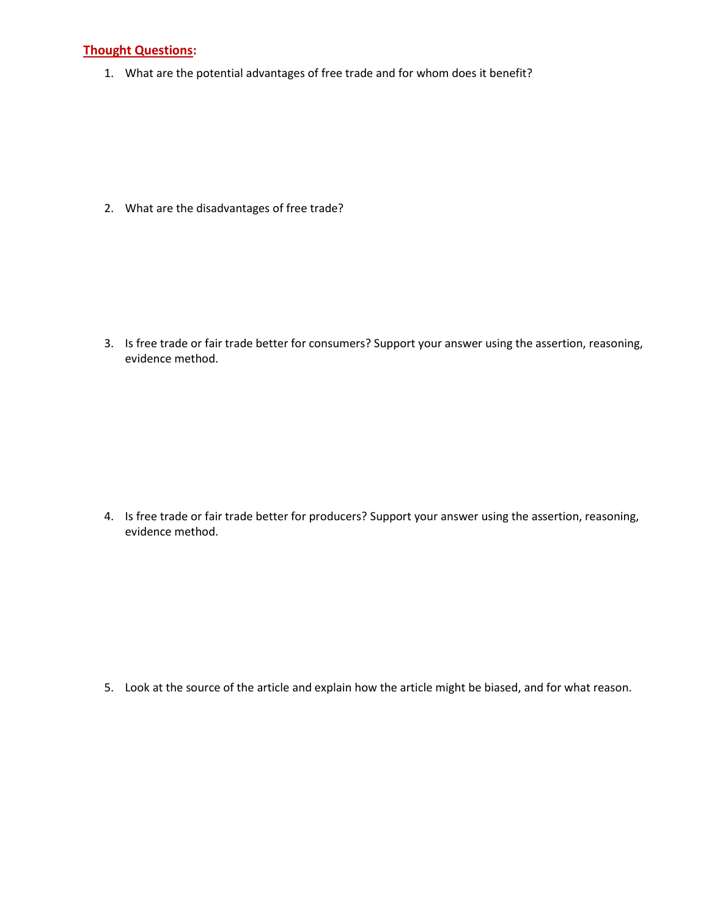## **Thought Questions:**

1. What are the potential advantages of free trade and for whom does it benefit?

2. What are the disadvantages of free trade?

3. Is free trade or fair trade better for consumers? Support your answer using the assertion, reasoning, evidence method.

4. Is free trade or fair trade better for producers? Support your answer using the assertion, reasoning, evidence method.

5. Look at the source of the article and explain how the article might be biased, and for what reason.